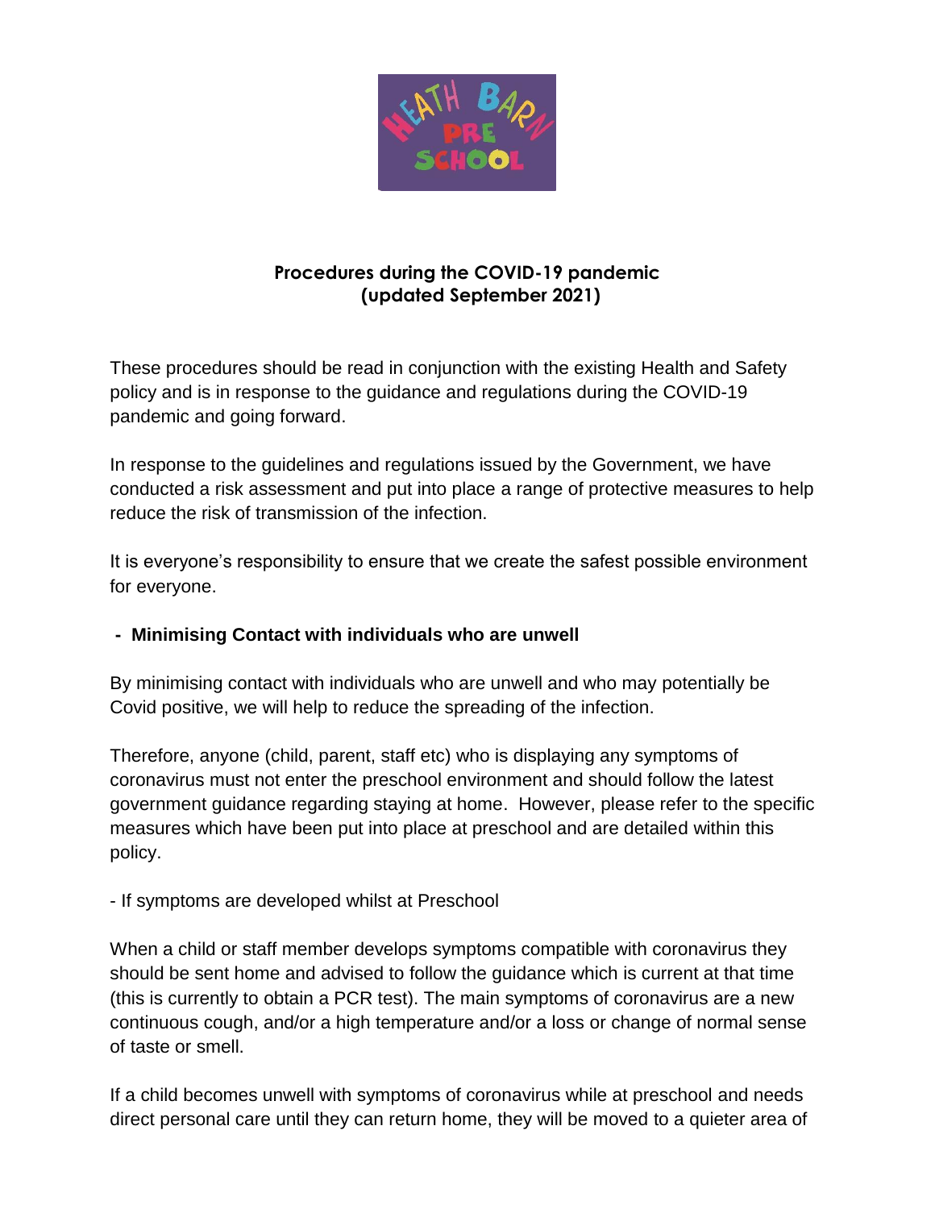# Procedures during the COVID-19 pandemic (updated September 2021)

These procedures should be read in conjunction with the existing Health and Safety policy and is in response to the guidance and regulations during the COVID-19 pandemic and going forward.

In response to the guidelines and regulations issued by the Government, we have conducted a risk assessment and put into place a range of protective measures to help reduce the risk of transmission of the infection.

It is everyone's responsibility to ensure that we create the safest possible environment for everyone.

## - Minimising Contact with individuals who are unwell

By minimising contact with individuals who are unwell and who may potentially be Covid positive, we will help to reduce the spreading of the infection.

Therefore, anyone (child, parent, staff etc) who is displaying any symptoms of coronavirus must not enter the preschool environment and should follow the latest government guidance regarding staying at home. However, please refer to the specific measures which have been put into place at preschool and are detailed within this policy.

- If symptoms are developed whilst at Preschool

When a child or staff member develops symptoms compatible with coronavirus they should be sent home and advised to follow the guidance which is current at that time (this is currently to obtain a PCR test). The main symptoms of coronavirus are a new continuous cough, and/or a high temperature and/or a loss or change of normal sense of taste or smell.

If a child becomes unwell with symptoms of coronavirus while at preschool and needs direct personal care until they can return home, they will be moved to a quieter area of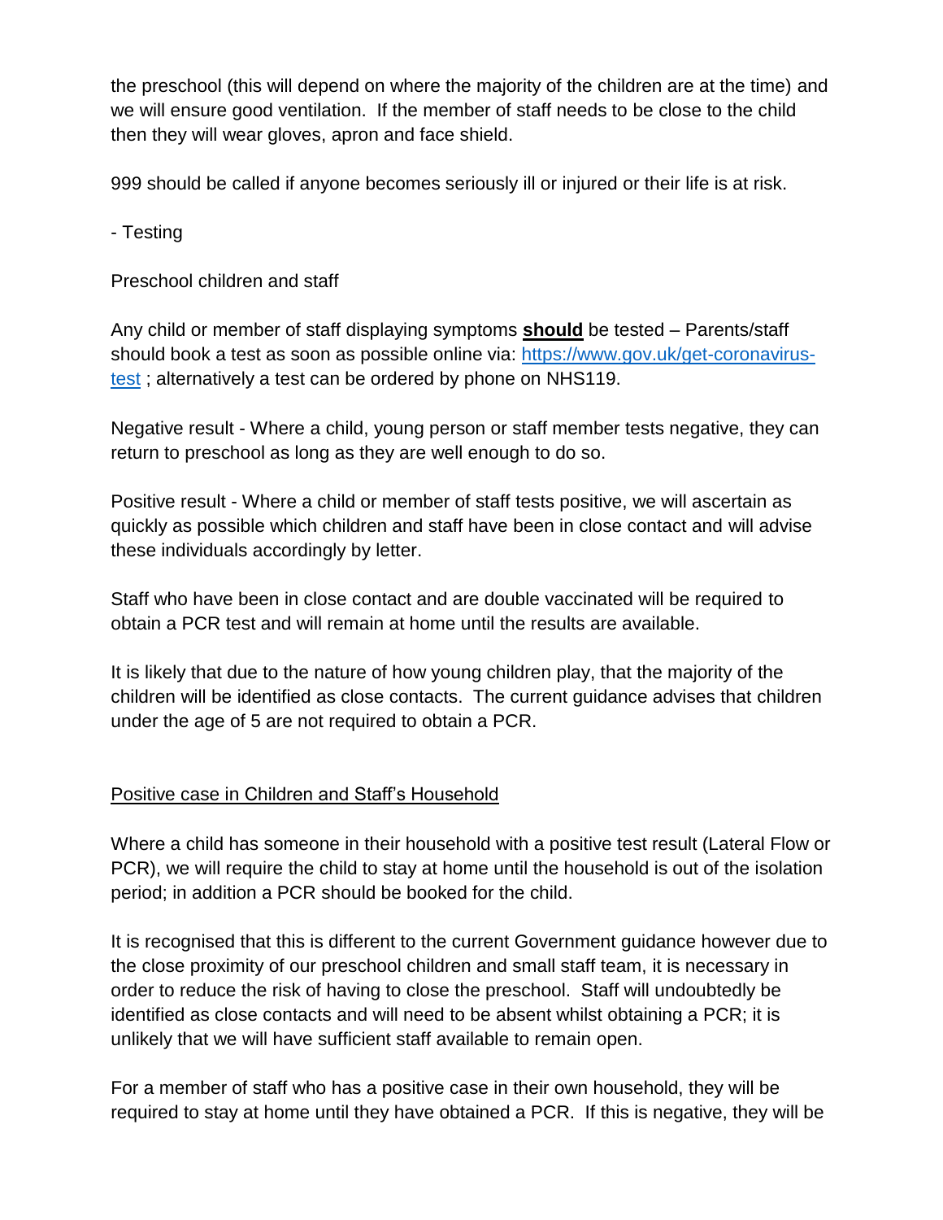the preschool (this will depend on where the majority of the children are at the time) and we will ensure good ventilation. If the member of staff needs to be close to the child then they will wear gloves, apron and face shield.

999 should be called if anyone becomes seriously ill or injured or their life is at risk.

- Testing

Preschool children and staff

Any child or member of staff displaying symptoms **should** be tested – Parents/staff should book a test as soon as possible online via: [https://www.gov.uk/get-coronavirus-test](https://www.gov.uk/get-coronavirus-test) ; alternatively a test can be ordered by phone on NHS119.

Negative result - Where a child, young person or staff member tests negative, they can return to preschool as long as they are well enough to do so.

Positive result - Where a child or member of staff tests positive, we will ascertain as quickly as possible which children and staff have been in close contact and will advise these individuals accordingly by letter.

Staff who have been in close contact and are double vaccinated will be required to obtain a PCR test and will remain at home until the results are available.

It is likely that due to the nature of how young children play, that the majority of the children will be identified as close contacts. The current guidance advises that children under the age of 5 are not required to obtain a PCR.

Positive case in Children and Staff's Household

Where a child has someone in their household with a positive test result (Lateral Flow or PCR), we will require the child to stay at home until the household is out of the isolation period; in addition a PCR should be booked for the child.

It is recognised that this is different to the current Government guidance however due to the close proximity of our preschool children and small staff team, it is necessary in order to reduce the risk of having to close the preschool. Staff will undoubtedly be identified as close contacts and will need to be absent whilst obtaining a PCR; it is unlikely that we will have sufficient staff available to remain open.

For a member of staff who has a positive case in their own household, they will be required to stay at home until they have obtained a PCR. If this is negative, they will be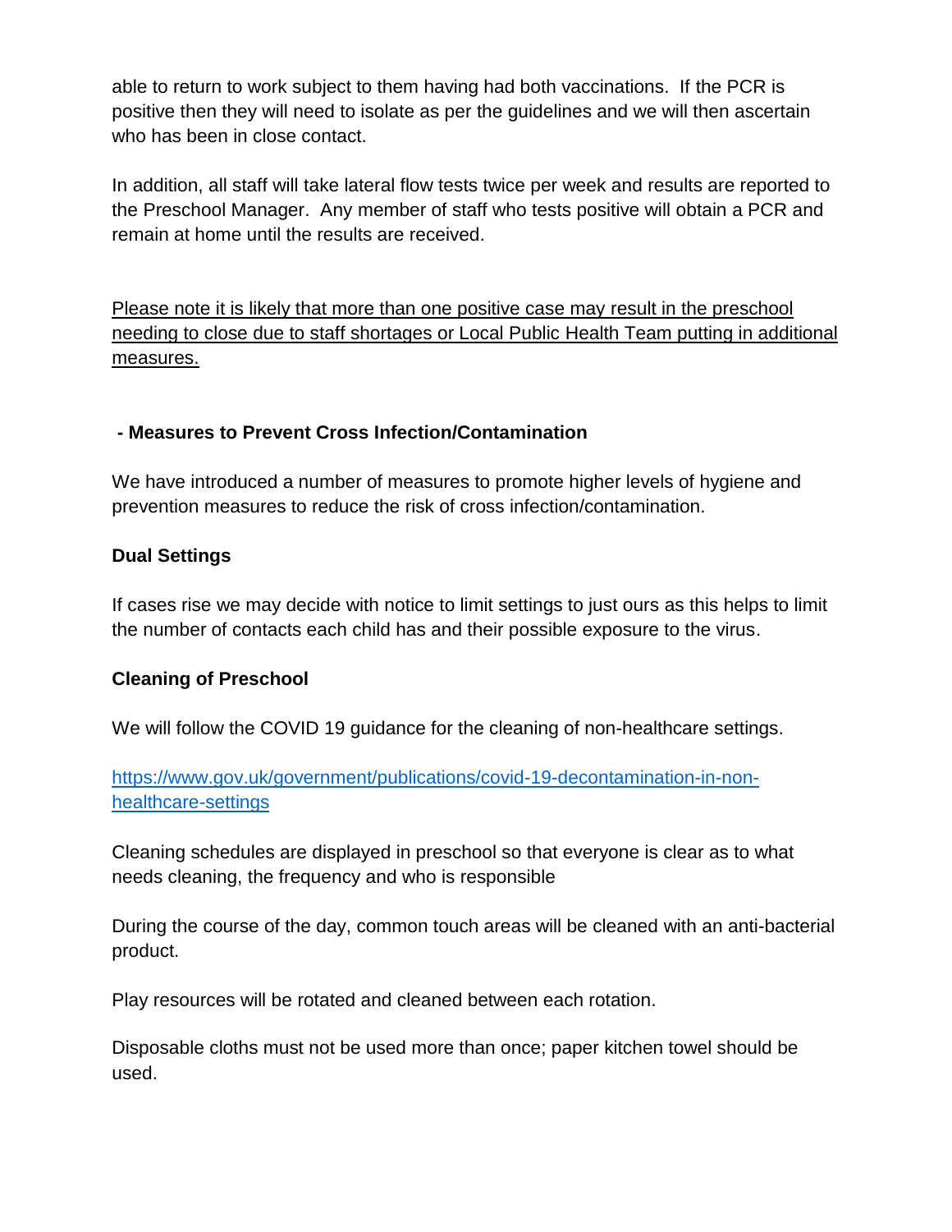able to return to work subject to them having had both vaccinations. If the PCR is positive then they will need to isolate as per the guidelines and we will then ascertain who has been in close contact.

In addition, all staff will take lateral flow tests twice per week and results are reported to the Preschool Manager. Any member of staff who tests positive will obtain a PCR and remain at home until the results are received.

<u>Please note it is likely that more than one positive case may result in the preschool needing to close due to staff shortages or Local Public Health Team putting in additional measures.</u>

**- Measures to Prevent Cross Infection/Contamination**

We have introduced a number of measures to promote higher levels of hygiene and prevention measures to reduce the risk of cross infection/contamination.

**Dual Settings**

If cases rise we may decide with notice to limit settings to just ours as this helps to limit the number of contacts each child has and their possible exposure to the virus.

**Cleaning of Preschool**

We will follow the COVID 19 guidance for the cleaning of non-healthcare settings.

[https://www.gov.uk/government/publications/covid-19-decontamination-in-non-healthcare-settings](https://www.gov.uk/government/publications/covid-19-decontamination-in-non-healthcare-settings)

Cleaning schedules are displayed in preschool so that everyone is clear as to what needs cleaning, the frequency and who is responsible

During the course of the day, common touch areas will be cleaned with an anti-bacterial product.

Play resources will be rotated and cleaned between each rotation.

Disposable cloths must not be used more than once; paper kitchen towel should be used.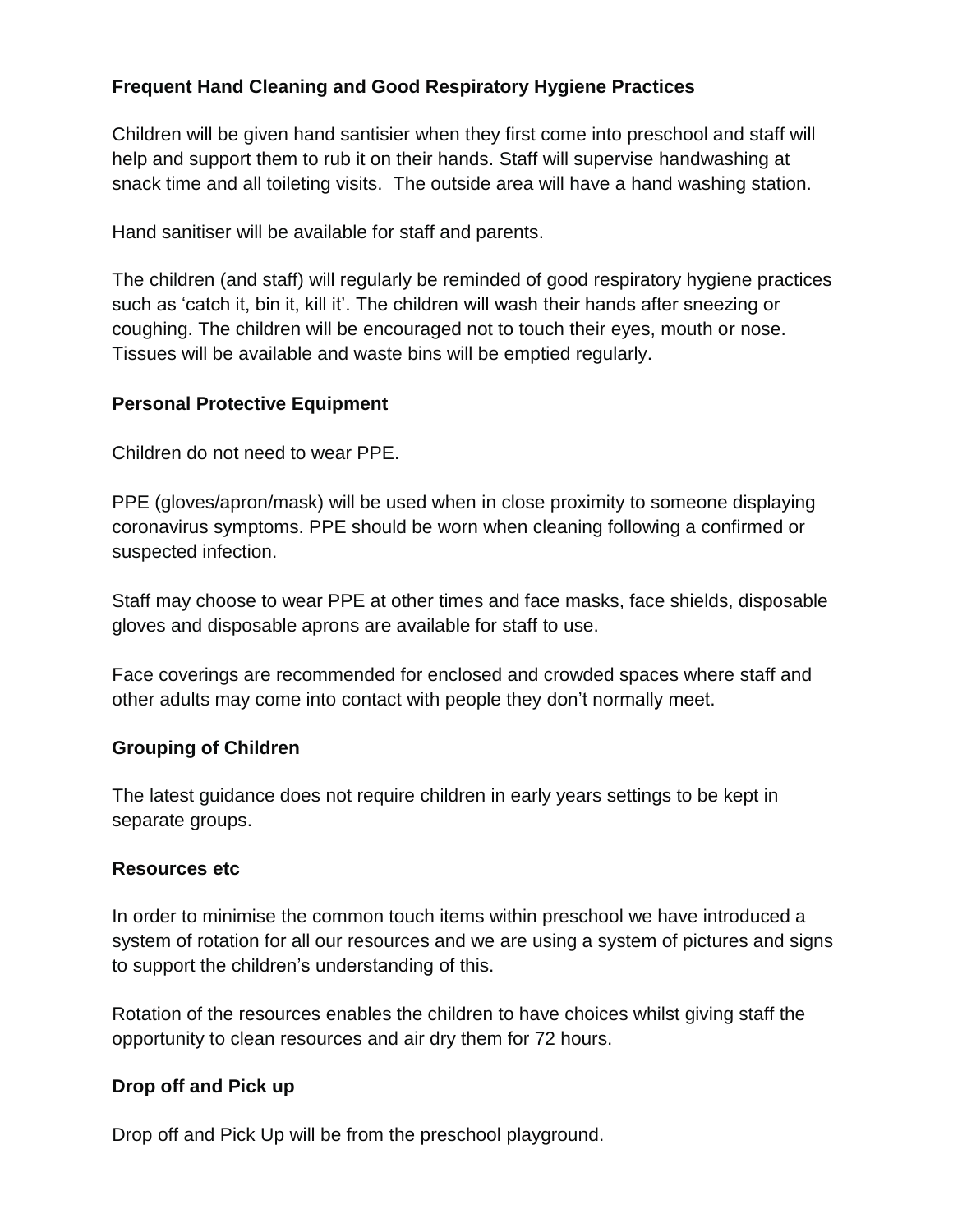**Frequent Hand Cleaning and Good Respiratory Hygiene Practices**

Children will be given hand santisier when they first come into preschool and staff will help and support them to rub it on their hands. Staff will supervise handwashing at snack time and all toileting visits. The outside area will have a hand washing station.

Hand sanitiser will be available for staff and parents.

The children (and staff) will regularly be reminded of good respiratory hygiene practices such as 'catch it, bin it, kill it'. The children will wash their hands after sneezing or coughing. The children will be encouraged not to touch their eyes, mouth or nose. Tissues will be available and waste bins will be emptied regularly.

**Personal Protective Equipment**

Children do not need to wear PPE.

PPE (gloves/apron/mask) will be used when in close proximity to someone displaying coronavirus symptoms. PPE should be worn when cleaning following a confirmed or suspected infection.

Staff may choose to wear PPE at other times and face masks, face shields, disposable gloves and disposable aprons are available for staff to use.

Face coverings are recommended for enclosed and crowded spaces where staff and other adults may come into contact with people they don't normally meet.

**Grouping of Children**

The latest guidance does not require children in early years settings to be kept in separate groups.

**Resources etc**

In order to minimise the common touch items within preschool we have introduced a system of rotation for all our resources and we are using a system of pictures and signs to support the children's understanding of this.

Rotation of the resources enables the children to have choices whilst giving staff the opportunity to clean resources and air dry them for 72 hours.

**Drop off and Pick up**

Drop off and Pick Up will be from the preschool playground.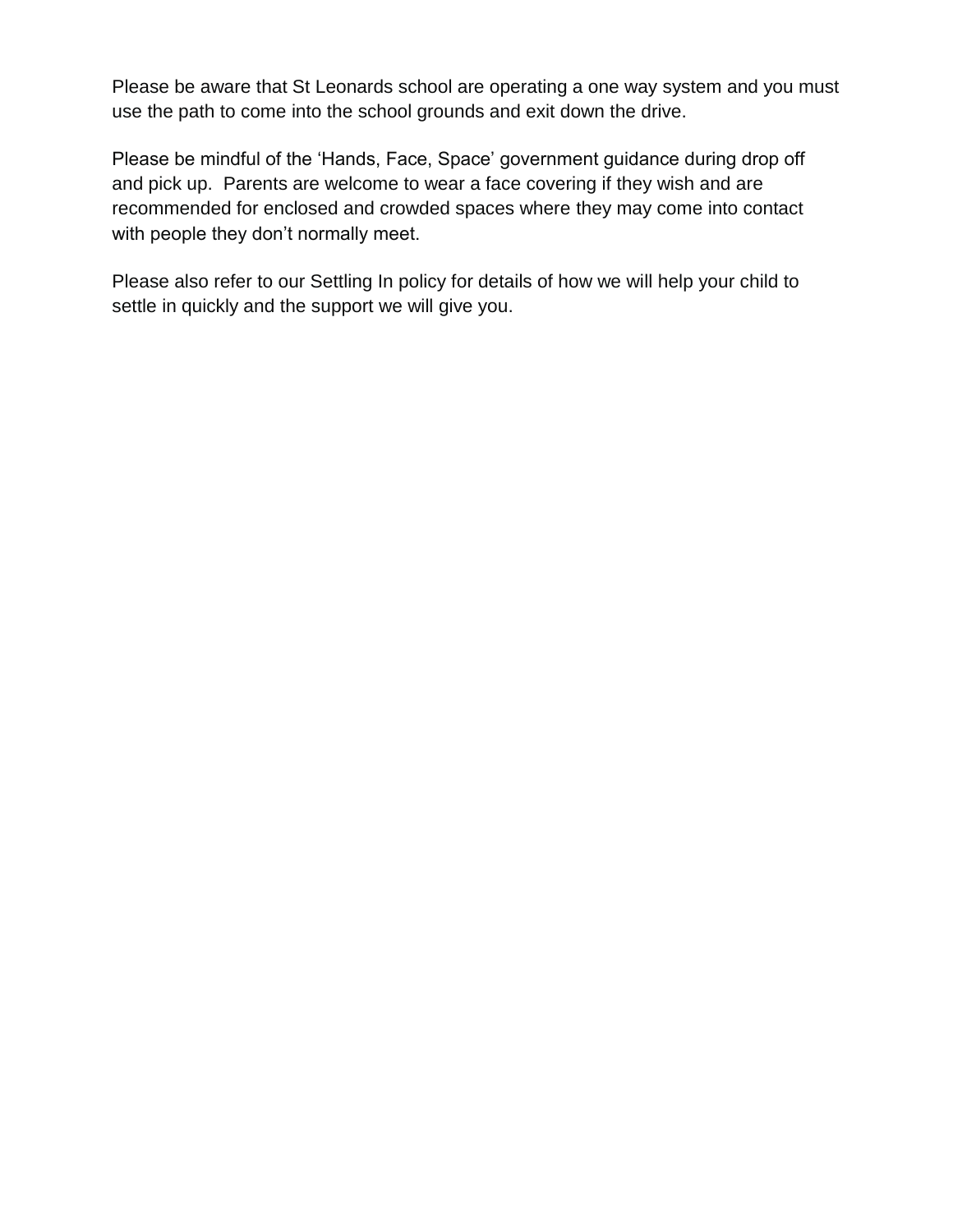Please be aware that St Leonards school are operating a one way system and you must use the path to come into the school grounds and exit down the drive.

Please be mindful of the 'Hands, Face, Space' government guidance during drop off and pick up.  Parents are welcome to wear a face covering if they wish and are recommended for enclosed and crowded spaces where they may come into contact with people they don't normally meet.

Please also refer to our Settling In policy for details of how we will help your child to settle in quickly and the support we will give you.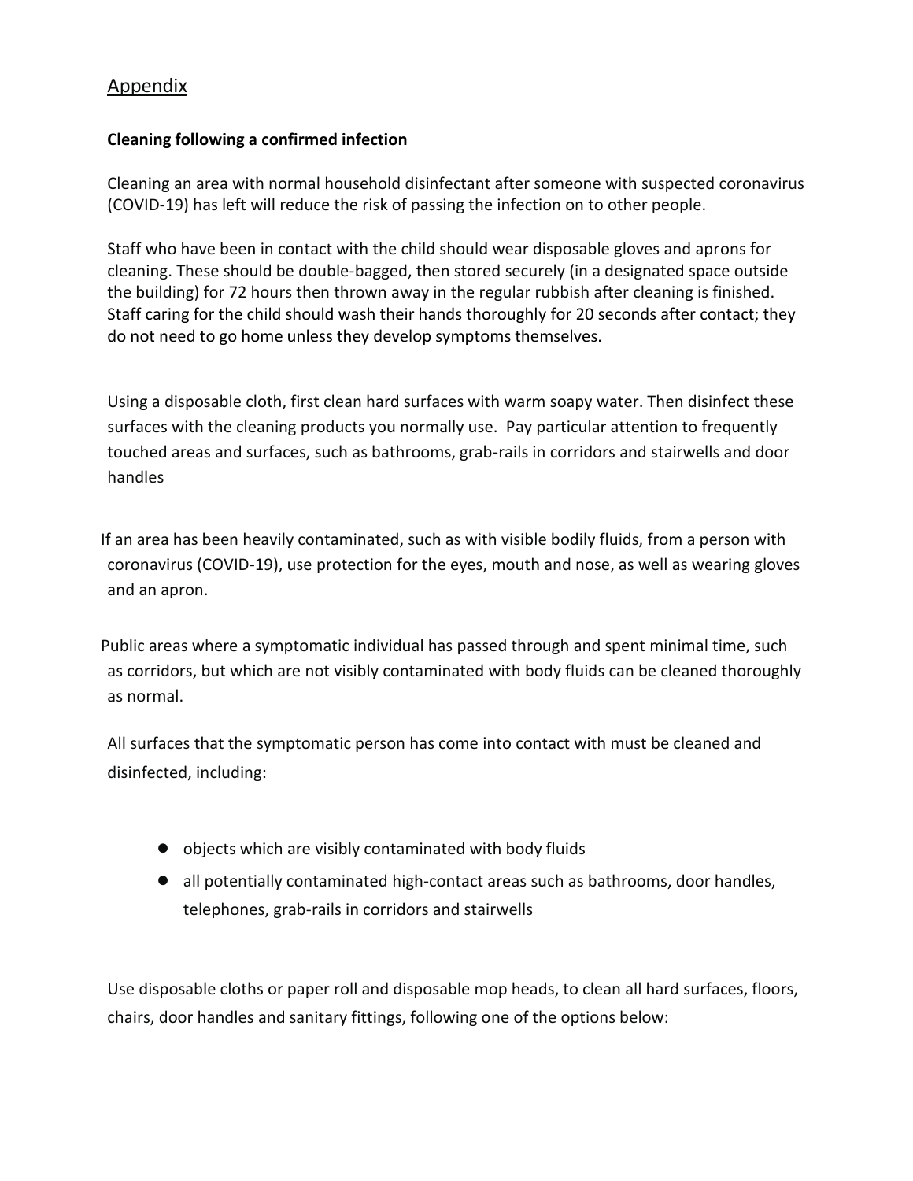## Appendix

**Cleaning following a confirmed infection**

Cleaning an area with normal household disinfectant after someone with suspected coronavirus (COVID-19) has left will reduce the risk of passing the infection on to other people.

Staff who have been in contact with the child should wear disposable gloves and aprons for cleaning. These should be double-bagged, then stored securely (in a designated space outside the building) for 72 hours then thrown away in the regular rubbish after cleaning is finished. Staff caring for the child should wash their hands thoroughly for 20 seconds after contact; they do not need to go home unless they develop symptoms themselves.

Using a disposable cloth, first clean hard surfaces with warm soapy water. Then disinfect these surfaces with the cleaning products you normally use. Pay particular attention to frequently touched areas and surfaces, such as bathrooms, grab-rails in corridors and stairwells and door handles

If an area has been heavily contaminated, such as with visible bodily fluids, from a person with coronavirus (COVID-19), use protection for the eyes, mouth and nose, as well as wearing gloves and an apron.

Public areas where a symptomatic individual has passed through and spent minimal time, such as corridors, but which are not visibly contaminated with body fluids can be cleaned thoroughly as normal.

All surfaces that the symptomatic person has come into contact with must be cleaned and disinfected, including:

- objects which are visibly contaminated with body fluids
- all potentially contaminated high-contact areas such as bathrooms, door handles, telephones, grab-rails in corridors and stairwells

Use disposable cloths or paper roll and disposable mop heads, to clean all hard surfaces, floors, chairs, door handles and sanitary fittings, following one of the options below: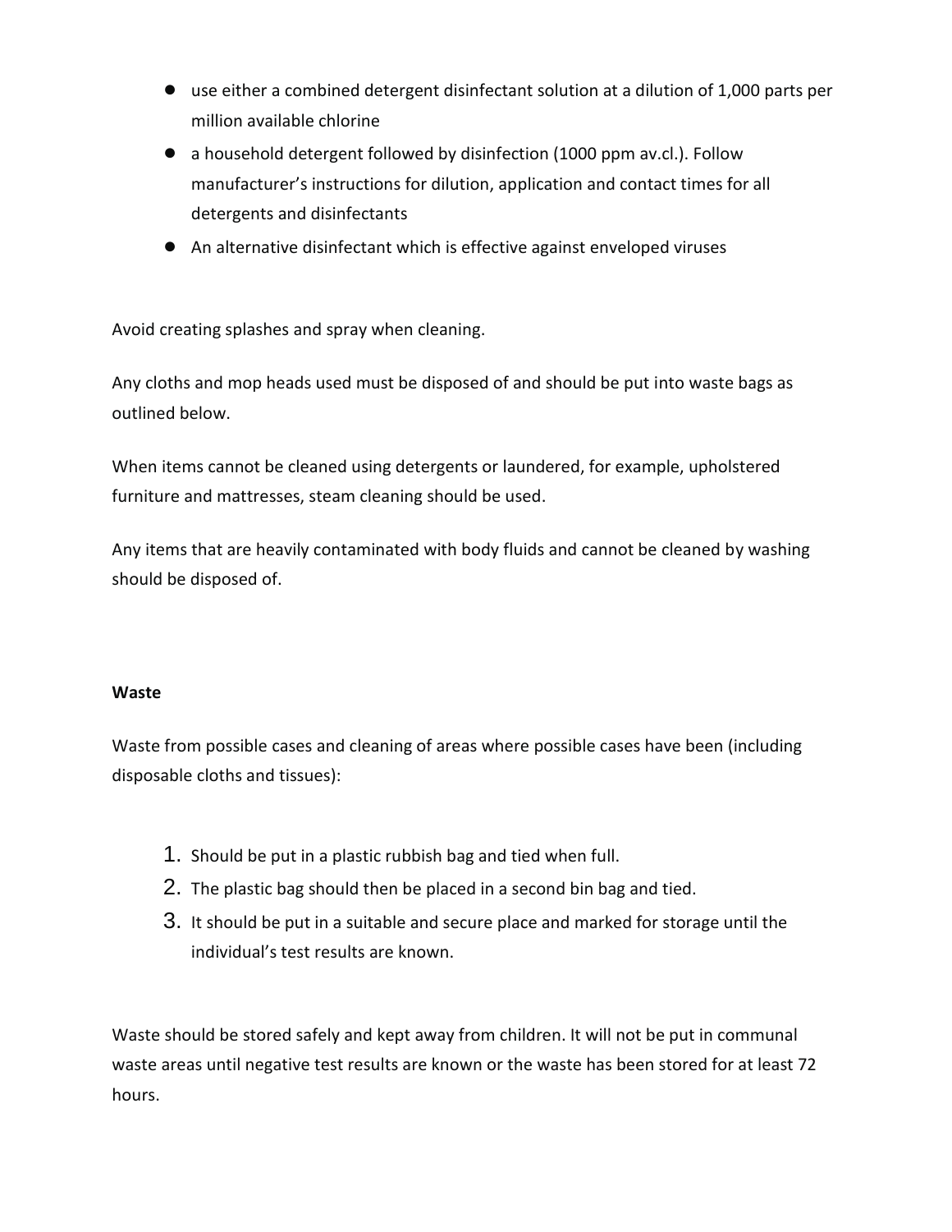- use either a combined detergent disinfectant solution at a dilution of 1,000 parts per million available chlorine
- a household detergent followed by disinfection (1000 ppm av.cl.). Follow manufacturer's instructions for dilution, application and contact times for all detergents and disinfectants
- An alternative disinfectant which is effective against enveloped viruses

Avoid creating splashes and spray when cleaning.

Any cloths and mop heads used must be disposed of and should be put into waste bags as outlined below.

When items cannot be cleaned using detergents or laundered, for example, upholstered furniture and mattresses, steam cleaning should be used.

Any items that are heavily contaminated with body fluids and cannot be cleaned by washing should be disposed of.

**Waste**

Waste from possible cases and cleaning of areas where possible cases have been (including disposable cloths and tissues):

1. Should be put in a plastic rubbish bag and tied when full.
2. The plastic bag should then be placed in a second bin bag and tied.
3. It should be put in a suitable and secure place and marked for storage until the individual's test results are known.

Waste should be stored safely and kept away from children. It will not be put in communal waste areas until negative test results are known or the waste has been stored for at least 72 hours.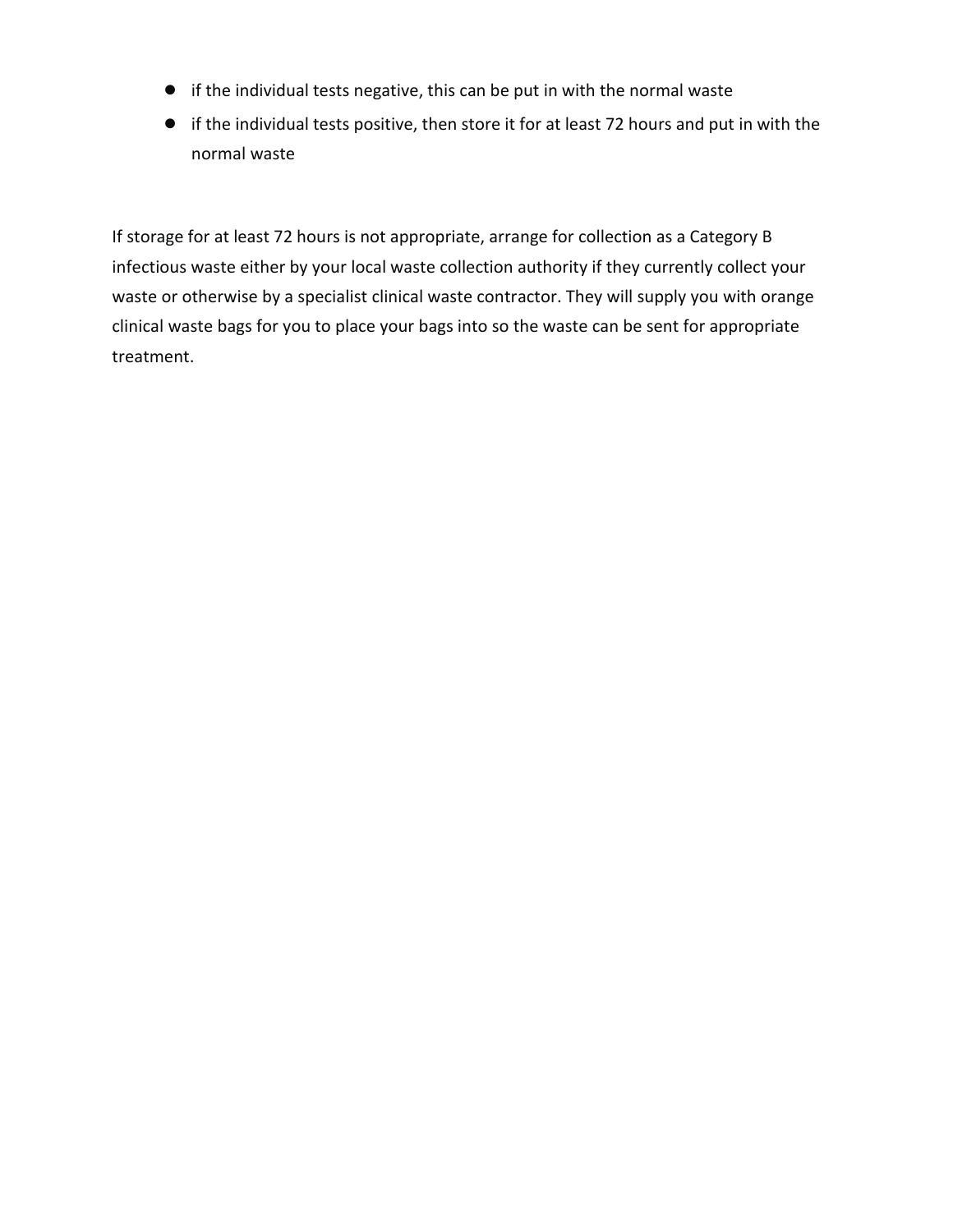- if the individual tests negative, this can be put in with the normal waste
- if the individual tests positive, then store it for at least 72 hours and put in with the normal waste

If storage for at least 72 hours is not appropriate, arrange for collection as a Category B infectious waste either by your local waste collection authority if they currently collect your waste or otherwise by a specialist clinical waste contractor. They will supply you with orange clinical waste bags for you to place your bags into so the waste can be sent for appropriate treatment.